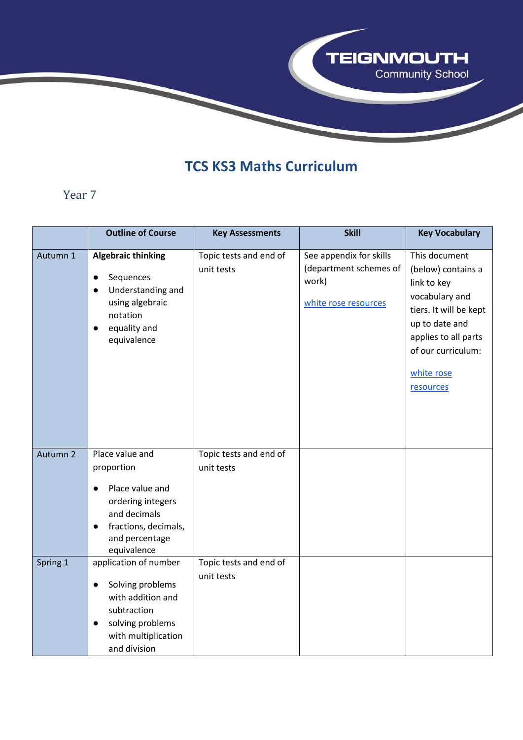# TCS KS3 Maths Curriculum

## Year 7

| | Outline of Course | Key Assessments | Skill | Key Vocabulary |
|---|---|---|---|---|
| Autumn 1 | **Algebraic thinking**<br>• Sequences<br>• Understanding and using algebraic notation<br>• equality and equivalence | Topic tests and end of unit tests | See appendix for skills (department schemes of work)<br><br>white rose resources | This document (below) contains a link to key vocabulary and tiers. It will be kept up to date and applies to all parts of our curriculum:<br><br>white rose resources |
| Autumn 2 | Place value and proportion<br>• Place value and ordering integers and decimals<br>• fractions, decimals, and percentage equivalence | Topic tests and end of unit tests | | |
| Spring 1 | application of number<br>• Solving problems with addition and subtraction<br>• solving problems with multiplication and division | Topic tests and end of unit tests | | |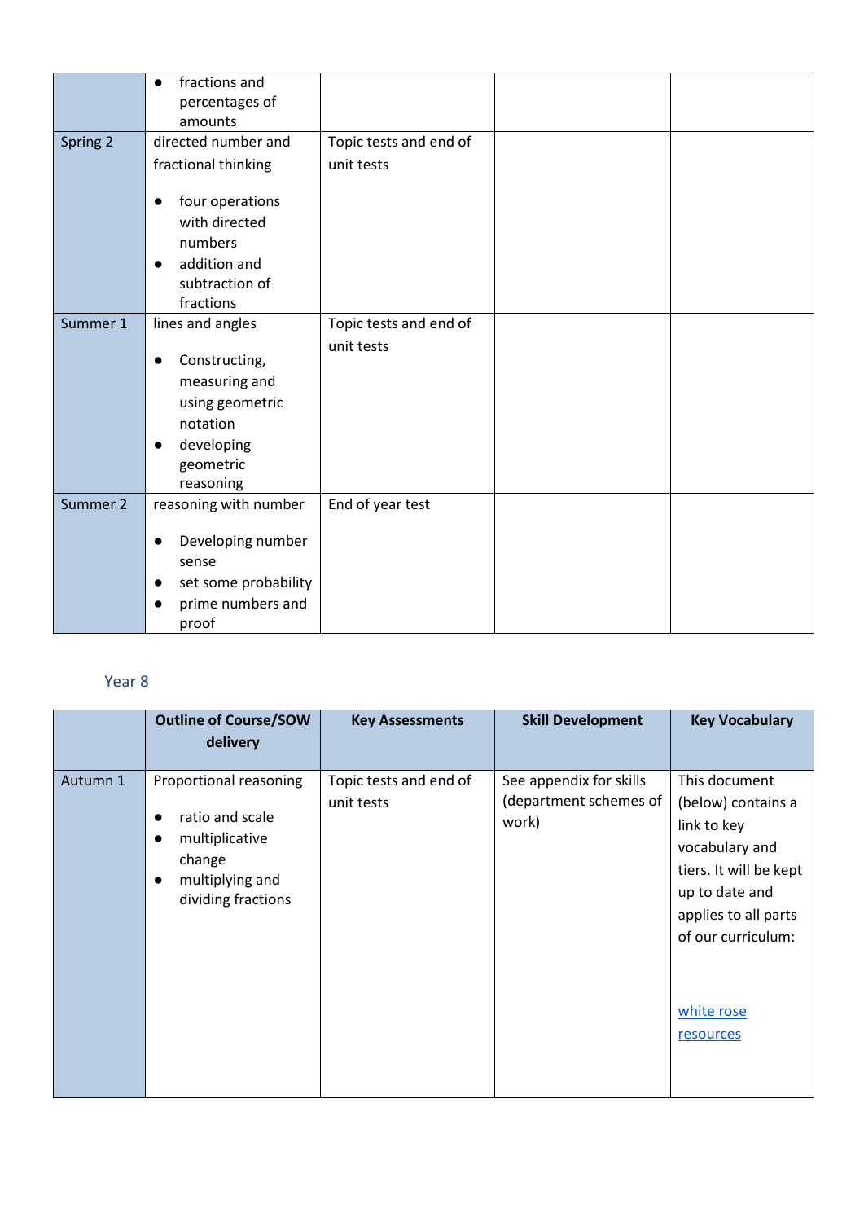| | | | | |
|---|---|---|---|---|
| | • fractions and percentages of amounts | | | |
| Spring 2 | directed number and fractional thinking<br><br>• four operations with directed numbers<br>• addition and subtraction of fractions | Topic tests and end of unit tests | | |
| Summer 1 | lines and angles<br><br>• Constructing, measuring and using geometric notation<br>• developing geometric reasoning | Topic tests and end of unit tests | | |
| Summer 2 | reasoning with number<br><br>• Developing number sense<br>• set some probability<br>• prime numbers and proof | End of year test | | |

## Year 8

| | Outline of Course/SOW delivery | Key Assessments | Skill Development | Key Vocabulary |
|---|---|---|---|---|
| Autumn 1 | Proportional reasoning<br><br>• ratio and scale<br>• multiplicative change<br>• multiplying and dividing fractions | Topic tests and end of unit tests | See appendix for skills (department schemes of work) | This document (below) contains a link to key vocabulary and tiers. It will be kept up to date and applies to all parts of our curriculum:<br><br>white rose resources |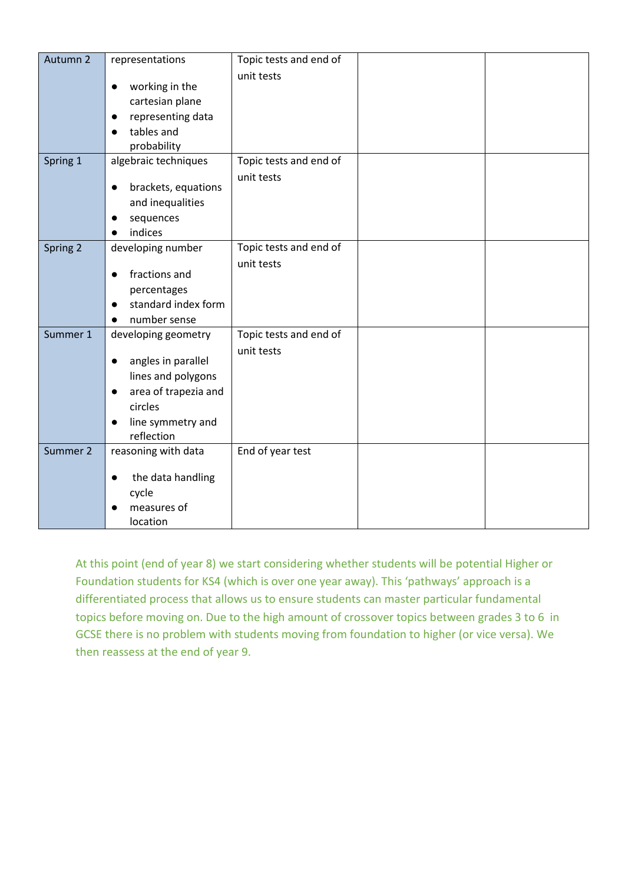| | | | | |
|---|---|---|---|---|
| Autumn 2 | representations<br><br>● working in the cartesian plane<br>● representing data<br>● tables and probability | Topic tests and end of unit tests | | |
| Spring 1 | algebraic techniques<br><br>● brackets, equations and inequalities<br>● sequences<br>● indices | Topic tests and end of unit tests | | |
| Spring 2 | developing number<br><br>● fractions and percentages<br>● standard index form<br>● number sense | Topic tests and end of unit tests | | |
| Summer 1 | developing geometry<br><br>● angles in parallel lines and polygons<br>● area of trapezia and circles<br>● line symmetry and reflection | Topic tests and end of unit tests | | |
| Summer 2 | reasoning with data<br><br>● the data handling cycle<br>● measures of location | End of year test | | |

At this point (end of year 8) we start considering whether students will be potential Higher or Foundation students for KS4 (which is over one year away). This 'pathways' approach is a differentiated process that allows us to ensure students can master particular fundamental topics before moving on. Due to the high amount of crossover topics between grades 3 to 6 in GCSE there is no problem with students moving from foundation to higher (or vice versa). We then reassess at the end of year 9.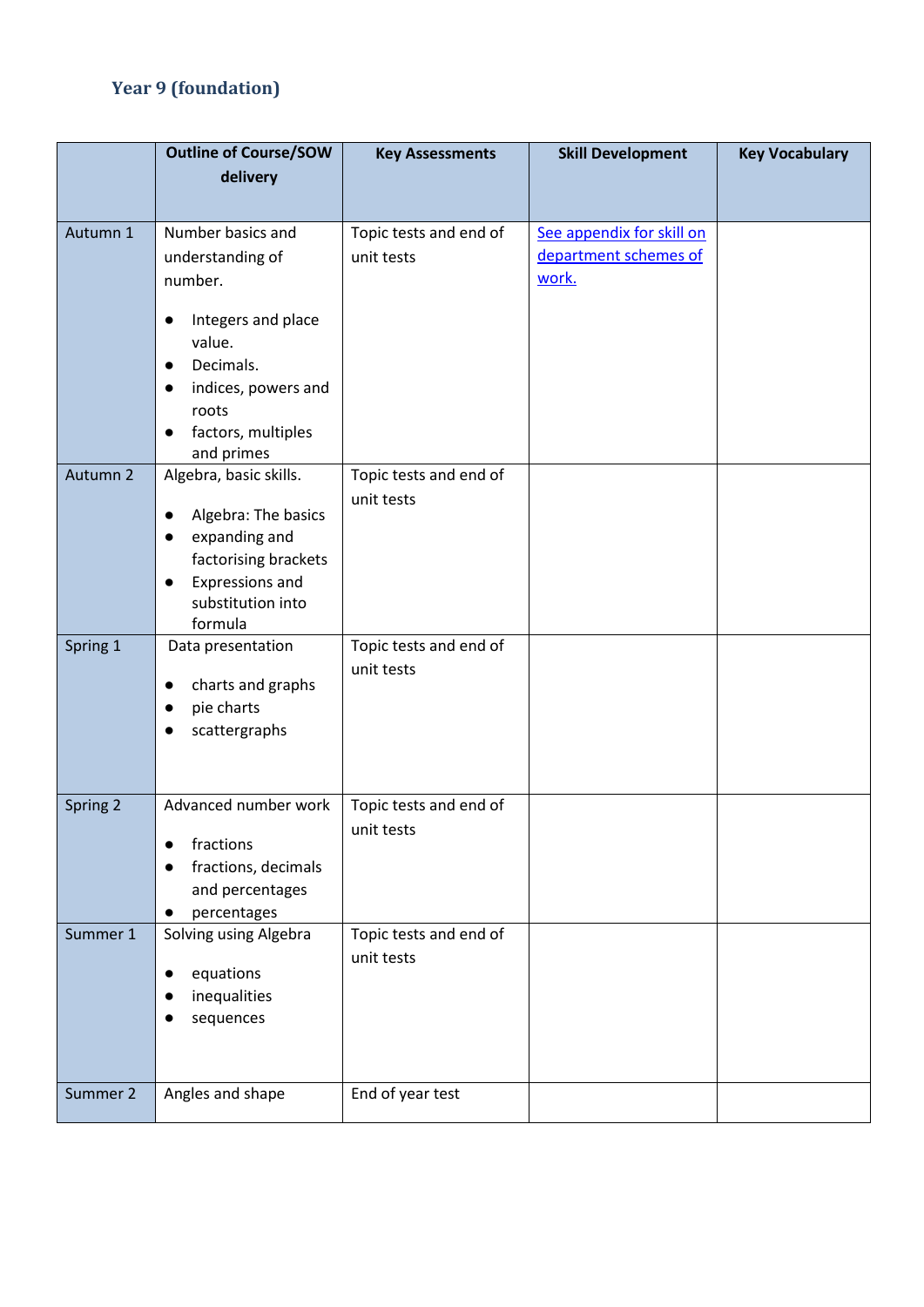## Year 9 (foundation)

| | Outline of Course/SOW delivery | Key Assessments | Skill Development | Key Vocabulary |
|---|---|---|---|---|
| Autumn 1 | Number basics and understanding of number.<br><br>• Integers and place value.<br>• Decimals.<br>• indices, powers and roots<br>• factors, multiples and primes | Topic tests and end of unit tests | See appendix for skill on department schemes of work. | |
| Autumn 2 | Algebra, basic skills.<br><br>• Algebra: The basics<br>• expanding and factorising brackets<br>• Expressions and substitution into formula | Topic tests and end of unit tests | | |
| Spring 1 | Data presentation<br><br>• charts and graphs<br>• pie charts<br>• scattergraphs | Topic tests and end of unit tests | | |
| Spring 2 | Advanced number work<br><br>• fractions<br>• fractions, decimals and percentages<br>• percentages | Topic tests and end of unit tests | | |
| Summer 1 | Solving using Algebra<br><br>• equations<br>• inequalities<br>• sequences | Topic tests and end of unit tests | | |
| Summer 2 | Angles and shape | End of year test | | |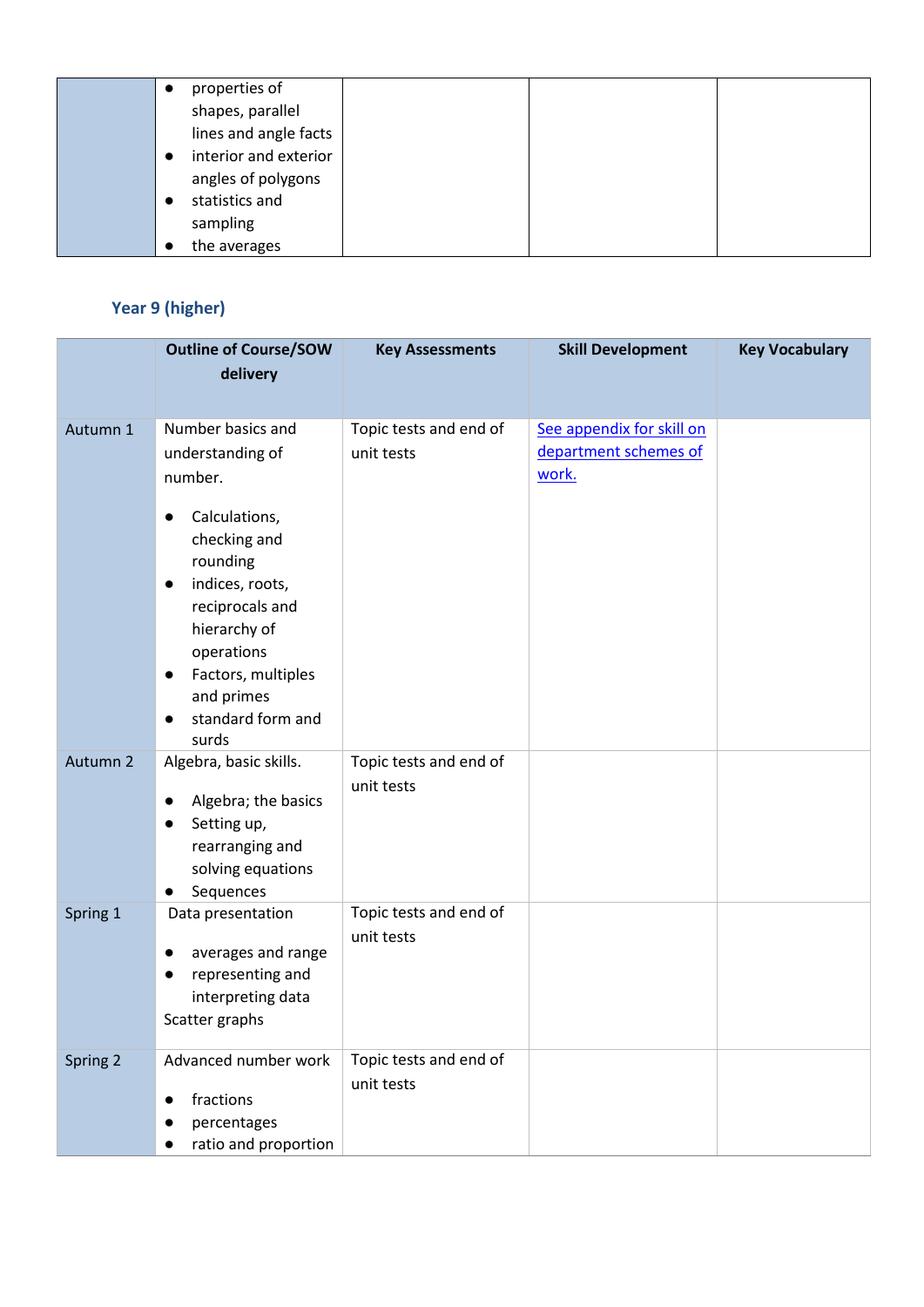| | <ul><li>properties of shapes, parallel lines and angle facts</li><li>interior and exterior angles of polygons</li><li>statistics and sampling</li><li>the averages</li></ul> | | | |
|---|---|---|---|---|

### Year 9 (higher)

| | Outline of Course/SOW delivery | Key Assessments | Skill Development | Key Vocabulary |
|---|---|---|---|---|
| Autumn 1 | Number basics and understanding of number.<br><br>● Calculations, checking and rounding<br>● indices, roots, reciprocals and hierarchy of operations<br>● Factors, multiples and primes<br>● standard form and surds | Topic tests and end of unit tests | [See appendix for skill on department schemes of work.]() | |
| Autumn 2 | Algebra, basic skills.<br><br>● Algebra; the basics<br>● Setting up, rearranging and solving equations<br>● Sequences | Topic tests and end of unit tests | | |
| Spring 1 | Data presentation<br><br>● averages and range<br>● representing and interpreting data<br>Scatter graphs | Topic tests and end of unit tests | | |
| Spring 2 | Advanced number work<br><br>● fractions<br>● percentages<br>● ratio and proportion | Topic tests and end of unit tests | | |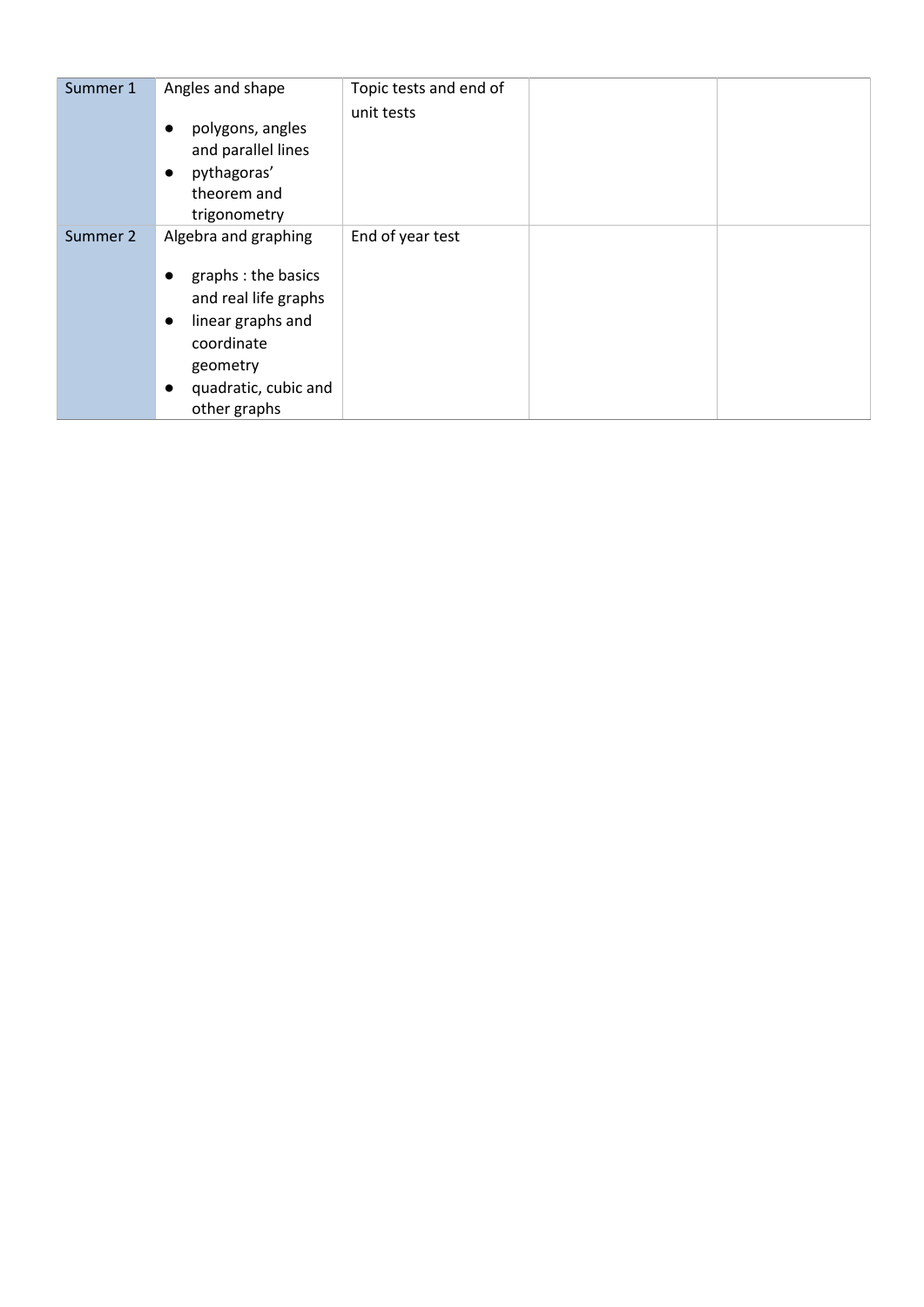| | | | | |
|---|---|---|---|---|
| Summer 1 | Angles and shape<br><br>● polygons, angles and parallel lines<br>● pythagoras' theorem and trigonometry | Topic tests and end of unit tests | | |
| Summer 2 | Algebra and graphing<br><br>● graphs : the basics and real life graphs<br>● linear graphs and coordinate geometry<br>● quadratic, cubic and other graphs | End of year test | | |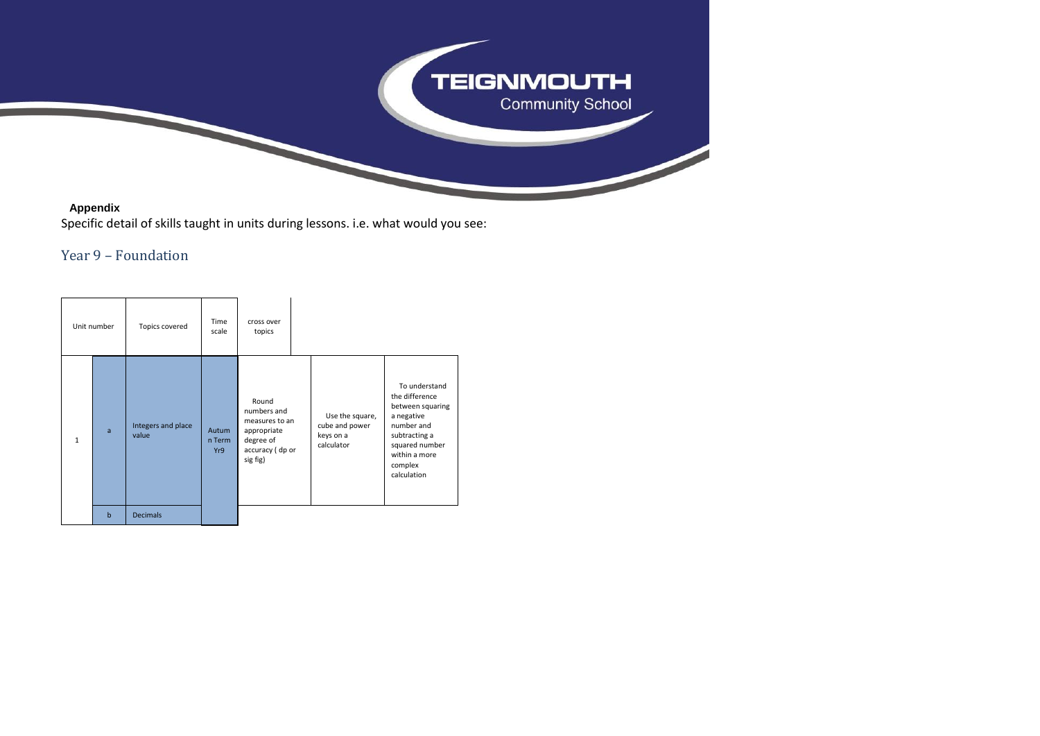**Appendix**

Specific detail of skills taught in units during lessons. i.e. what would you see:

## Year 9 – Foundation

| Unit number | | Topics covered | Time scale | cross over topics | | |
|---|---|---|---|---|---|---|
| 1 | a | Integers and place value | Autumn Term Yr9 | Round numbers and measures to an appropriate degree of accuracy ( dp or sig fig) | Use the square, cube and power keys on a calculator | To understand the difference between squaring a negative number and subtracting a squared number within a more complex calculation |
| | b | Decimals | | | | |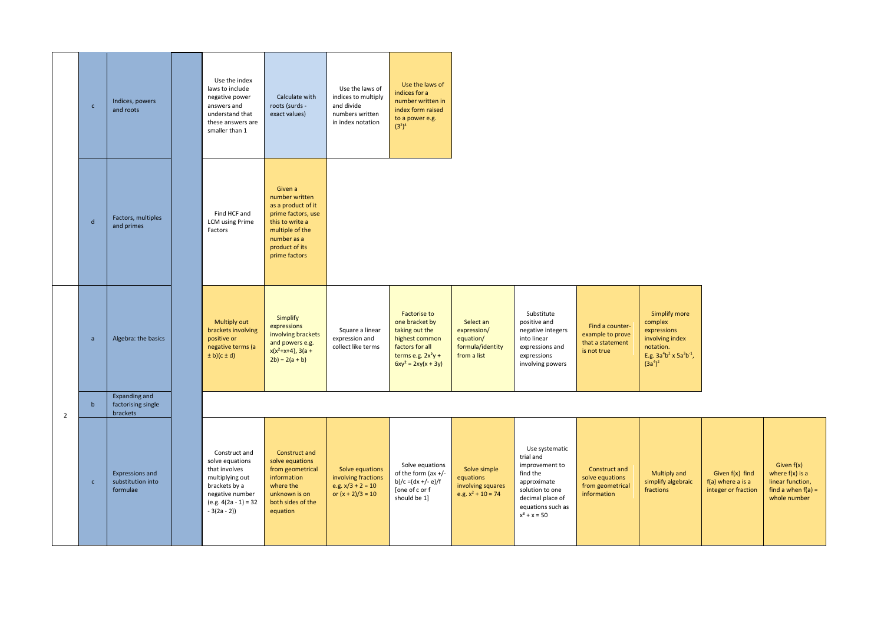| | | | | | | | | | | | | | |
|---|---|---|---|---|---|---|---|---|---|---|---|---|---|
| | c | Indices, powers and roots | | Use the index laws to include negative power answers and understand that these answers are smaller than 1 | Calculate with roots (surds - exact values) | Use the laws of indices to multiply and divide numbers written in index notation | Use the laws of indices for a number written in index form raised to a power e.g. $(3^2)^4$ | | | | | | |
| | d | Factors, multiples and primes | | Find HCF and LCM using Prime Factors | Given a number written as a product of it prime factors, use this to write a multiple of the number as a product of its prime factors | | | | | | | | |
| 2 | a | Algebra: the basics | | Multiply out brackets involving positive or negative terms $(a \pm b)(c \pm d)$ | Simplify expressions involving brackets and powers e.g. $x(x^2+x+4)$, $3(a + 2b) - 2(a + b)$ | Square a linear expression and collect like terms | Factorise to one bracket by taking out the highest common factors for all terms e.g. $2x^3y + 6xy^2 = 2xy(x + 3y)$ | Select an expression/ equation/ formula/identity from a list | Substitute positive and negative integers into linear expressions and expressions involving powers | Find a counter-example to prove that a statement is not true | Simplify more complex expressions involving index notation. E.g. $3a^4b^2 \times 5a^3b^{-1}$, $(3a^4)^2$ | | |
| | b | Expanding and factorising single brackets | | | | | | | | | | | |
| | c | Expressions and substitution into formulae | | Construct and solve equations that involves multiplying out brackets by a negative number (e.g. $4(2a - 1) = 32 - 3(2a - 2)$) | Construct and solve equations from geometrical information where the unknown is on both sides of the equation | Solve equations involving fractions e.g. $x/3 + 2 = 10$ or $(x + 2)/3 = 10$ | Solve equations of the form $(ax +/- b)/c = (dx +/- e)/f$ [one of c or f should be 1] | Solve simple equations involving squares e.g. $x^2 + 10 = 74$ | Use systematic trial and improvement to find the approximate solution to one decimal place of equations such as $x^3 + x = 50$ | Construct and solve equations from geometrical information | Multiply and simplify algebraic fractions | Given f(x) find f(a) where a is a integer or fraction | Given f(x) where f(x) is a linear function, find a when f(a) = whole number |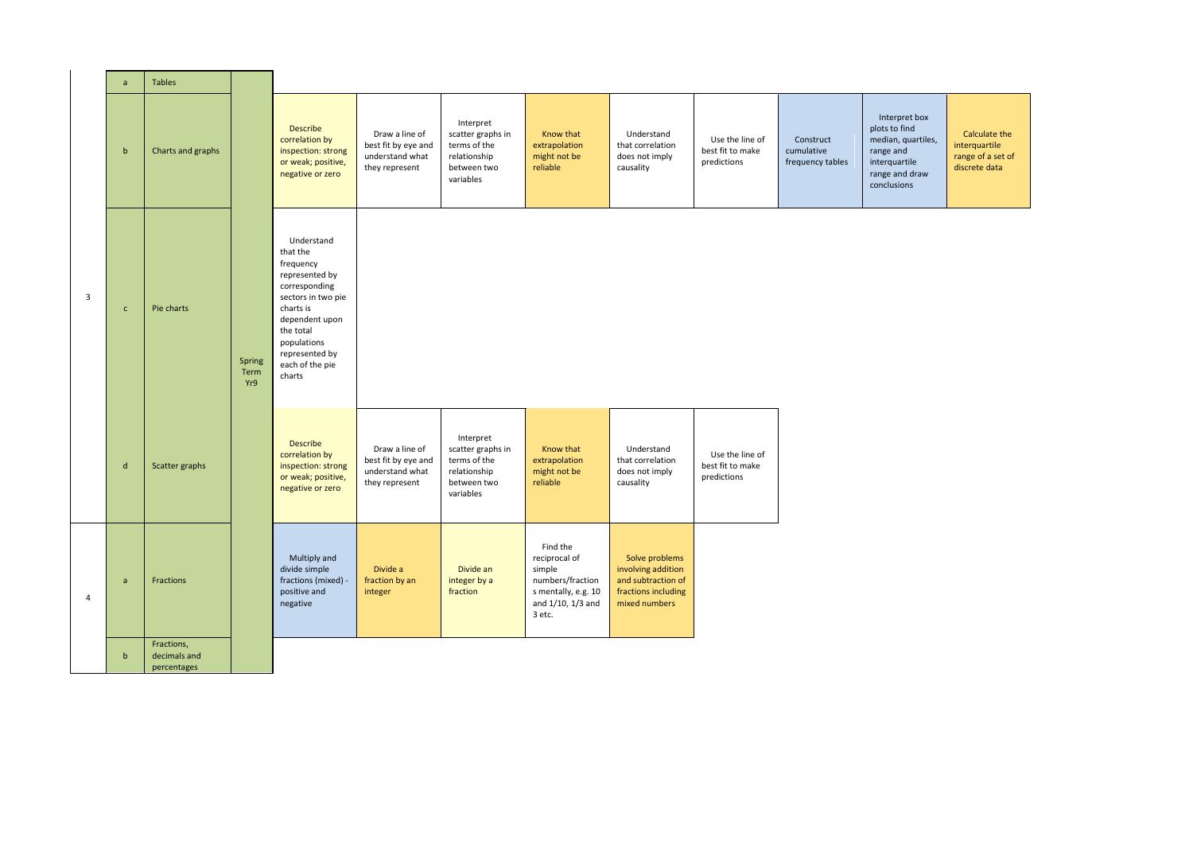| | | | | | | | | | | | | | |
|---|---|---|---|---|---|---|---|---|---|---|---|---|---|
| 3 | a | Tables | Spring Term Yr9 | | | | | | | | | | |
| | b | Charts and graphs | | Describe correlation by inspection: strong or weak; positive, negative or zero | Draw a line of best fit by eye and understand what they represent | Interpret scatter graphs in terms of the relationship between two variables | Know that extrapolation might not be reliable | Understand that correlation does not imply causality | Use the line of best fit to make predictions | Construct cumulative frequency tables | Interpret box plots to find median, quartiles, range and interquartile range and draw conclusions | Calculate the interquartile range of a set of discrete data |
| | c | Pie charts | | Understand that the frequency represented by corresponding sectors in two pie charts is dependent upon the total populations represented by each of the pie charts | | | | | | | | |
| | d | Scatter graphs | | Describe correlation by inspection: strong or weak; positive, negative or zero | Draw a line of best fit by eye and understand what they represent | Interpret scatter graphs in terms of the relationship between two variables | Know that extrapolation might not be reliable | Understand that correlation does not imply causality | Use the line of best fit to make predictions | | | |
| 4 | a | Fractions | | Multiply and divide simple fractions (mixed) - positive and negative | Divide a fraction by an integer | Divide an integer by a fraction | Find the reciprocal of simple numbers/fractions mentally, e.g. 10 and 1/10, 1/3 and 3 etc. | Solve problems involving addition and subtraction of fractions including mixed numbers | | | | |
| | b | Fractions, decimals and percentages | | | | | | | | | | |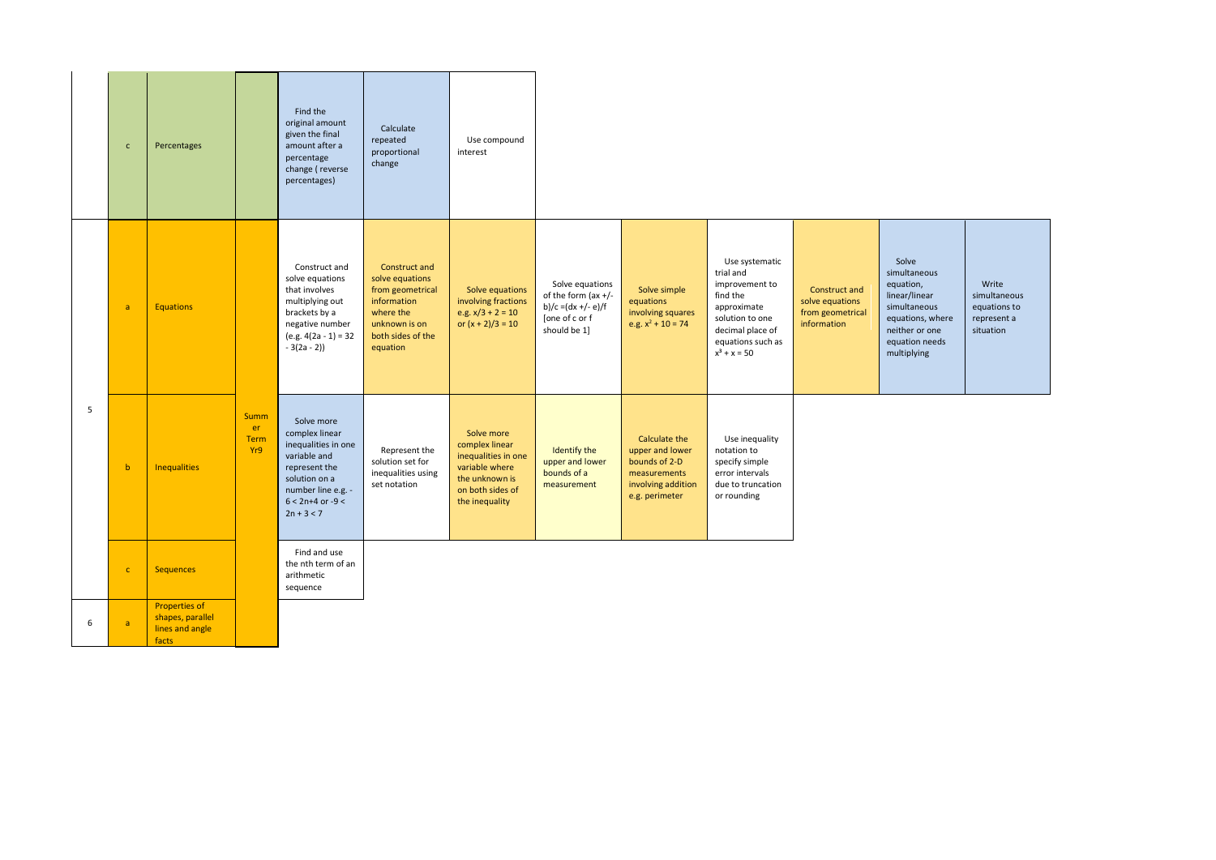| | | | | | | | | | | | | | |
|---|---|---|---|---|---|---|---|---|---|---|---|---|---|
| | c | Percentages | | Find the original amount given the final amount after a percentage change ( reverse percentages) | Calculate repeated proportional change | Use compound interest | | | | | | | |
| 5 | a | Equations | Summer Term Yr9 | Construct and solve equations that involves multiplying out brackets by a negative number (e.g. $4(2a - 1) = 32 - 3(2a - 2)$) | Construct and solve equations from geometrical information where the unknown is on both sides of the equation | Solve equations involving fractions e.g. $x/3 + 2 = 10$ or $(x + 2)/3 = 10$ | Solve equations of the form $(ax +/- b)/c = (dx +/- e)/f$ [one of c or f should be 1] | Solve simple equations involving squares e.g. $x^2 + 10 = 74$ | Use systematic trial and improvement to find the approximate solution to one decimal place of equations such as $x^3 + x = 50$ | Construct and solve equations from geometrical information | Solve simultaneous equation, linear/linear simultaneous equations, where neither or one equation needs multiplying | Write simultaneous equations to represent a situation |
| | b | Inequalities | | Solve more complex linear inequalities in one variable and represent the solution on a number line e.g. $-6 < 2n+4$ or $-9 < 2n + 3 < 7$ | Represent the solution set for inequalities using set notation | Solve more complex linear inequalities in one variable where the unknown is on both sides of the inequality | Identify the upper and lower bounds of a measurement | Calculate the upper and lower bounds of 2-D measurements involving addition e.g. perimeter | Use inequality notation to specify simple error intervals due to truncation or rounding | | | |
| | c | Sequences | | Find and use the nth term of an arithmetic sequence | | | | | | | | |
| 6 | a | Properties of shapes, parallel lines and angle facts | | | | | | | | | | |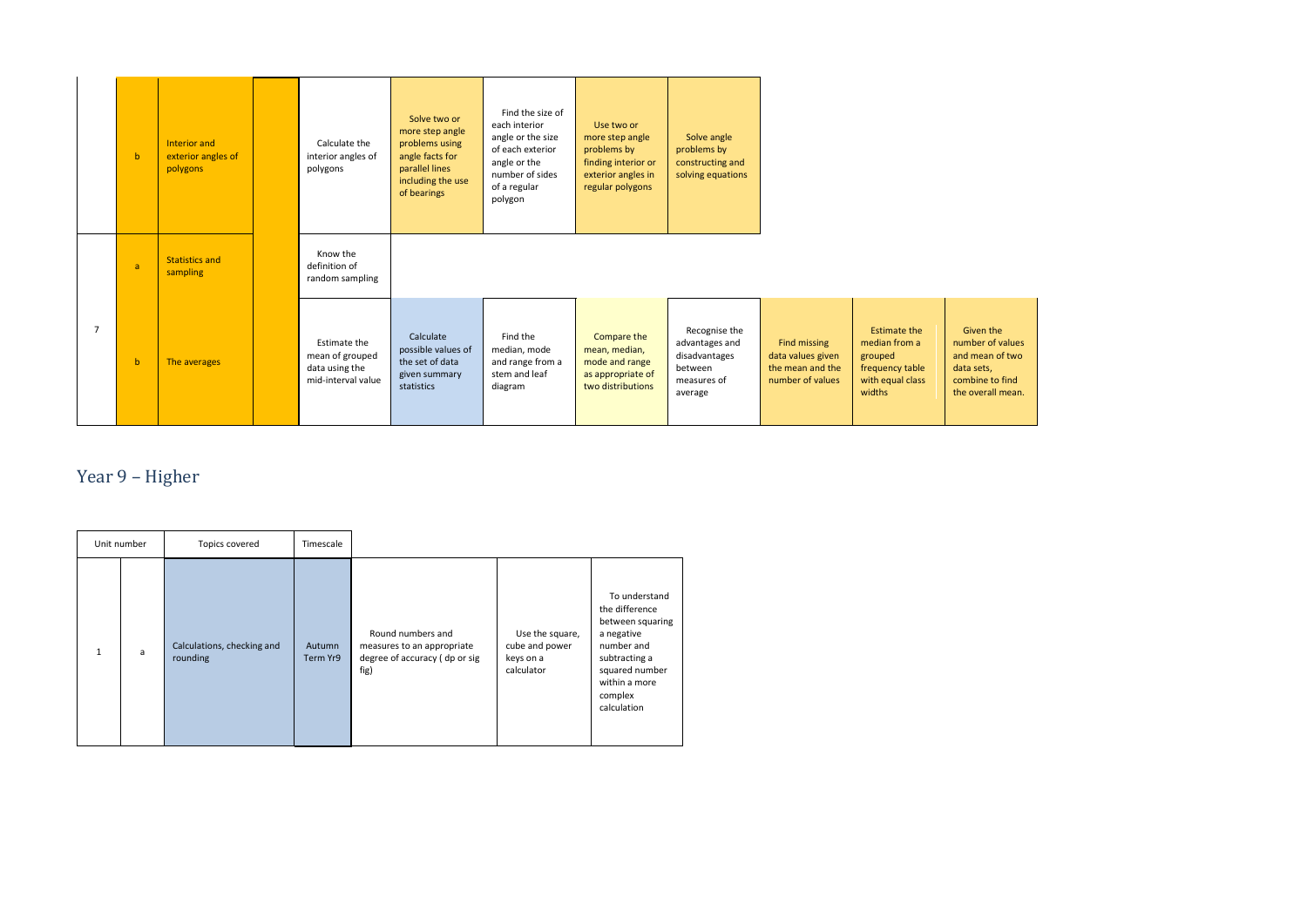| | | | | | | | | | | | |
|---|---|---|---|---|---|---|---|---|---|---|---|
| | b | Interior and exterior angles of polygons | | Calculate the interior angles of polygons | Solve two or more step angle problems using angle facts for parallel lines including the use of bearings | Find the size of each interior angle or the size of each exterior angle or the number of sides of a regular polygon | Use two or more step angle problems by finding interior or exterior angles in regular polygons | Solve angle problems by constructing and solving equations | | | |
| 7 | a | Statistics and sampling | | Know the definition of random sampling | | | | | | | |
| | b | The averages | | Estimate the mean of grouped data using the mid-interval value | Calculate possible values of the set of data given summary statistics | Find the median, mode and range from a stem and leaf diagram | Compare the mean, median, mode and range as appropriate of two distributions | Recognise the advantages and disadvantages between measures of average | Find missing data values given the mean and the number of values | Estimate the median from a grouped frequency table with equal class widths | Given the number of values and mean of two data sets, combine to find the overall mean. |

# Year 9 – Higher

| Unit number | | Topics covered | Timescale | | | |
|---|---|---|---|---|---|---|
| 1 | a | Calculations, checking and rounding | Autumn Term Yr9 | Round numbers and measures to an appropriate degree of accuracy ( dp or sig fig) | Use the square, cube and power keys on a calculator | To understand the difference between squaring a negative number and subtracting a squared number within a more complex calculation |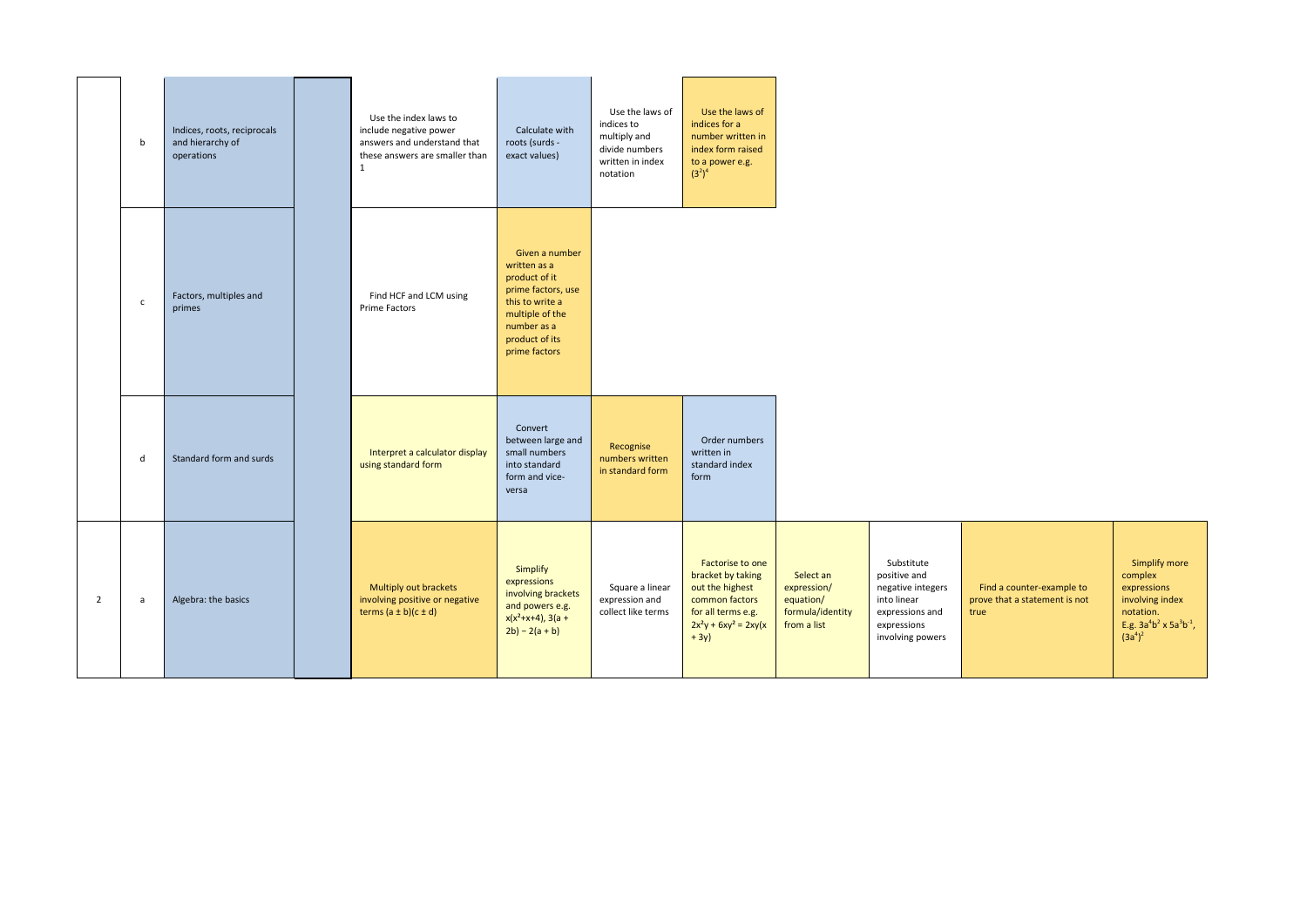|  |  |  |  |  |  |  |  |  |  |  |  |
|---|---|---|---|---|---|---|---|---|---|---|---|
|  | b | Indices, roots, reciprocals and hierarchy of operations |  | Use the index laws to include negative power answers and understand that these answers are smaller than 1 | Calculate with roots (surds - exact values) | Use the laws of indices to multiply and divide numbers written in index notation | Use the laws of indices for a number written in index form raised to a power e.g. $(3^2)^4$ |  |  |  |  |
|  | c | Factors, multiples and primes |  | Find HCF and LCM using Prime Factors | Given a number written as a product of it prime factors, use this to write a multiple of the number as a product of its prime factors |  |  |  |  |  |  |
|  | d | Standard form and surds |  | Interpret a calculator display using standard form | Convert between large and small numbers into standard form and vice-versa | Recognise numbers written in standard form | Order numbers written in standard index form |  |  |  |  |
| 2 | a | Algebra: the basics |  | Multiply out brackets involving positive or negative terms $(a \pm b)(c \pm d)$ | Simplify expressions involving brackets and powers e.g. $x(x^2+x+4)$, $3(a + 2b) - 2(a + b)$ | Square a linear expression and collect like terms | Factorise to one bracket by taking out the highest common factors for all terms e.g. $2x^2y + 6xy^2 = 2xy(x + 3y)$ | Select an expression/ equation/ formula/identity from a list | Substitute positive and negative integers into linear expressions and expressions involving powers | Find a counter-example to prove that a statement is not true | Simplify more complex expressions involving index notation. E.g. $3a^4b^2 \times 5a^3b^{-1}$, $(3a^4)^2$ |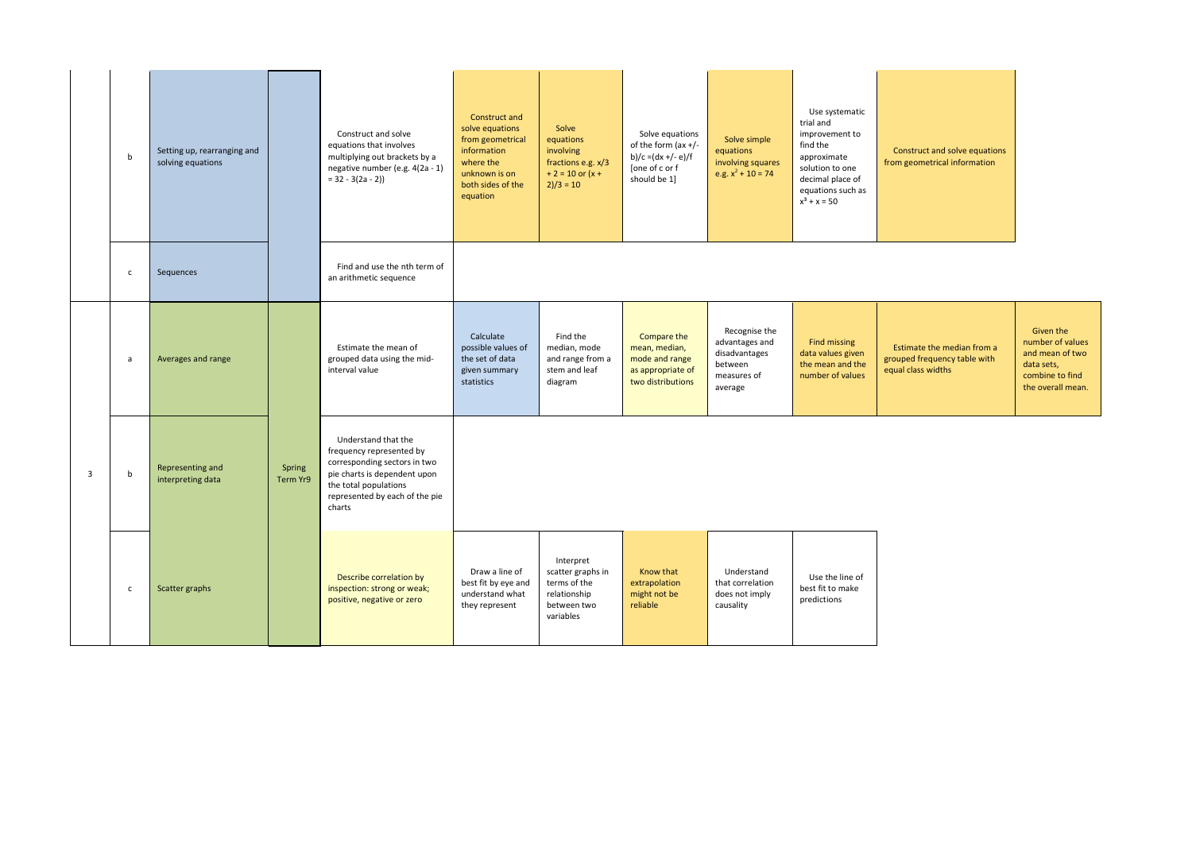|  |  |  |  |  |  |  |  |  |  |  |  |
|---|---|---|---|---|---|---|---|---|---|---|---|
|  | b | Setting up, rearranging and solving equations |  | Construct and solve equations that involves multiplying out brackets by a negative number (e.g. $4(2a - 1) = 32 - 3(2a - 2)$) | Construct and solve equations from geometrical information where the unknown is on both sides of the equation | Solve equations involving fractions e.g. $x/3 + 2 = 10$ or $(x + 2)/3 = 10$ | Solve equations of the form $(ax +/- b)/c = (dx +/- e)/f$ [one of c or f should be 1] | Solve simple equations involving squares e.g. $x^2 + 10 = 74$ | Use systematic trial and improvement to find the approximate solution to one decimal place of equations such as $x^3 + x = 50$ | Construct and solve equations from geometrical information |  |
|  | c | Sequences |  | Find and use the nth term of an arithmetic sequence |  |  |  |  |  |  |  |
| 3 | a | Averages and range | Spring Term Yr9 | Estimate the mean of grouped data using the mid-interval value | Calculate possible values of the set of data given summary statistics | Find the median, mode and range from a stem and leaf diagram | Compare the mean, median, mode and range as appropriate of two distributions | Recognise the advantages and disadvantages between measures of average | Find missing data values given the mean and the number of values | Estimate the median from a grouped frequency table with equal class widths | Given the number of values and mean of two data sets, combine to find the overall mean. |
|  | b | Representing and interpreting data |  | Understand that the frequency represented by corresponding sectors in two pie charts is dependent upon the total populations represented by each of the pie charts |  |  |  |  |  |  |  |
|  | c | Scatter graphs |  | Describe correlation by inspection: strong or weak; positive, negative or zero | Draw a line of best fit by eye and understand what they represent | Interpret scatter graphs in terms of the relationship between two variables | Know that extrapolation might not be reliable | Understand that correlation does not imply causality | Use the line of best fit to make predictions |  |  |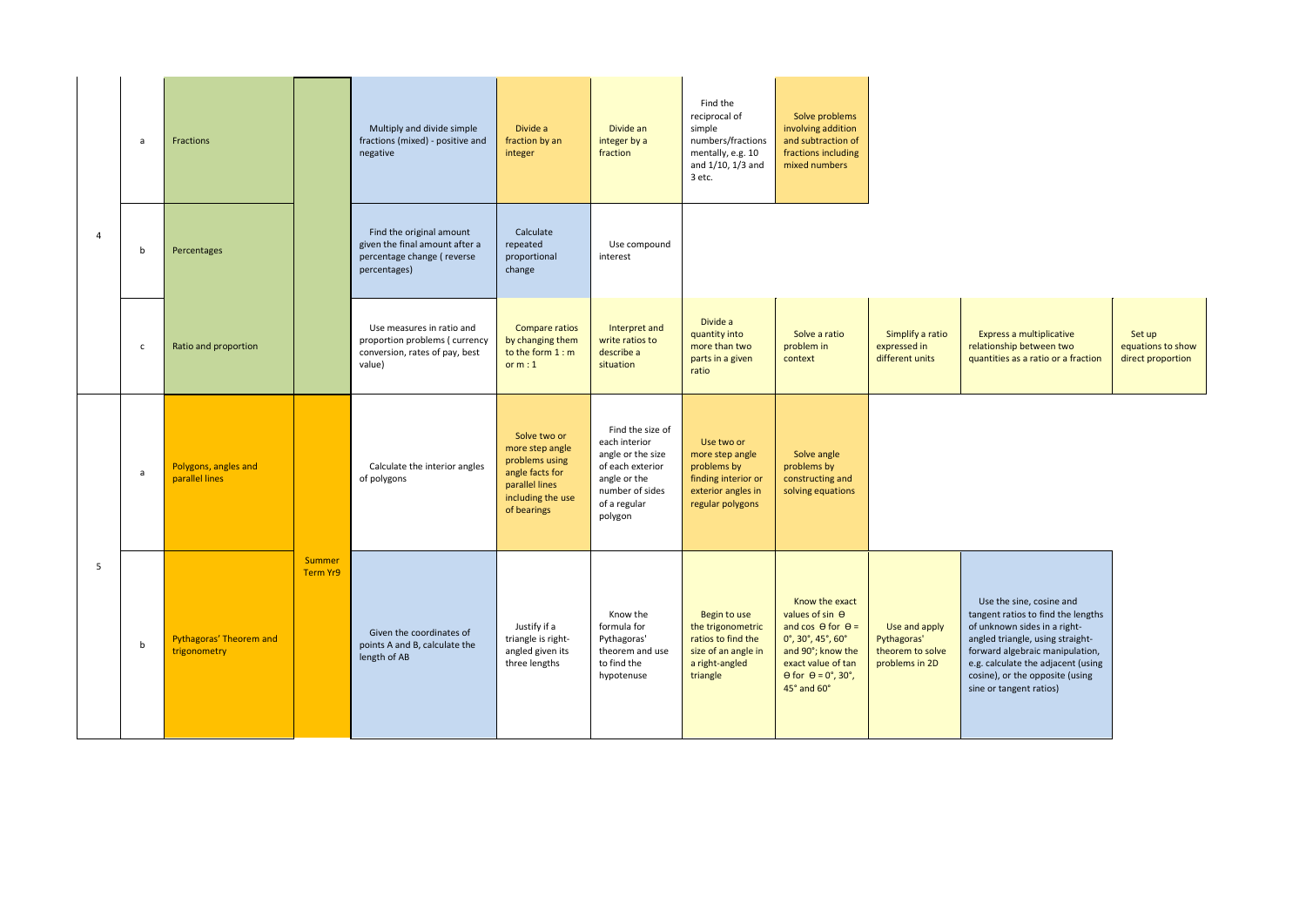| | | | | | | | | | | | |
|---|---|---|---|---|---|---|---|---|---|---|---|
| 4 | a | Fractions | | Multiply and divide simple fractions (mixed) - positive and negative | Divide a fraction by an integer | Divide an integer by a fraction | Find the reciprocal of simple numbers/fractions mentally, e.g. 10 and 1/10, 1/3 and 3 etc. | Solve problems involving addition and subtraction of fractions including mixed numbers | | | |
| | b | Percentages | | Find the original amount given the final amount after a percentage change ( reverse percentages) | Calculate repeated proportional change | Use compound interest | | | | | |
| | c | Ratio and proportion | | Use measures in ratio and proportion problems ( currency conversion, rates of pay, best value) | Compare ratios by changing them to the form 1 : m or m : 1 | Interpret and write ratios to describe a situation | Divide a quantity into more than two parts in a given ratio | Solve a ratio problem in context | Simplify a ratio expressed in different units | Express a multiplicative relationship between two quantities as a ratio or a fraction | Set up equations to show direct proportion |
| 5 | a | Polygons, angles and parallel lines | Summer Term Yr9 | Calculate the interior angles of polygons | Solve two or more step angle problems using angle facts for parallel lines including the use of bearings | Find the size of each interior angle or the size of each exterior angle or the number of sides of a regular polygon | Use two or more step angle problems by finding interior or exterior angles in regular polygons | Solve angle problems by constructing and solving equations | | | |
| | b | Pythagoras' Theorem and trigonometry | | Given the coordinates of points A and B, calculate the length of AB | Justify if a triangle is right-angled given its three lengths | Know the formula for Pythagoras' theorem and use to find the hypotenuse | Begin to use the trigonometric ratios to find the size of an angle in a right-angled triangle | Know the exact values of sin $\theta$ and cos $\theta$ for $\theta$ = 0°, 30°, 45°, 60° and 90°; know the exact value of tan $\theta$ for $\theta$ = 0°, 30°, 45° and 60° | Use and apply Pythagoras' theorem to solve problems in 2D | Use the sine, cosine and tangent ratios to find the lengths of unknown sides in a right-angled triangle, using straight-forward algebraic manipulation, e.g. calculate the adjacent (using cosine), or the opposite (using sine or tangent ratios) | |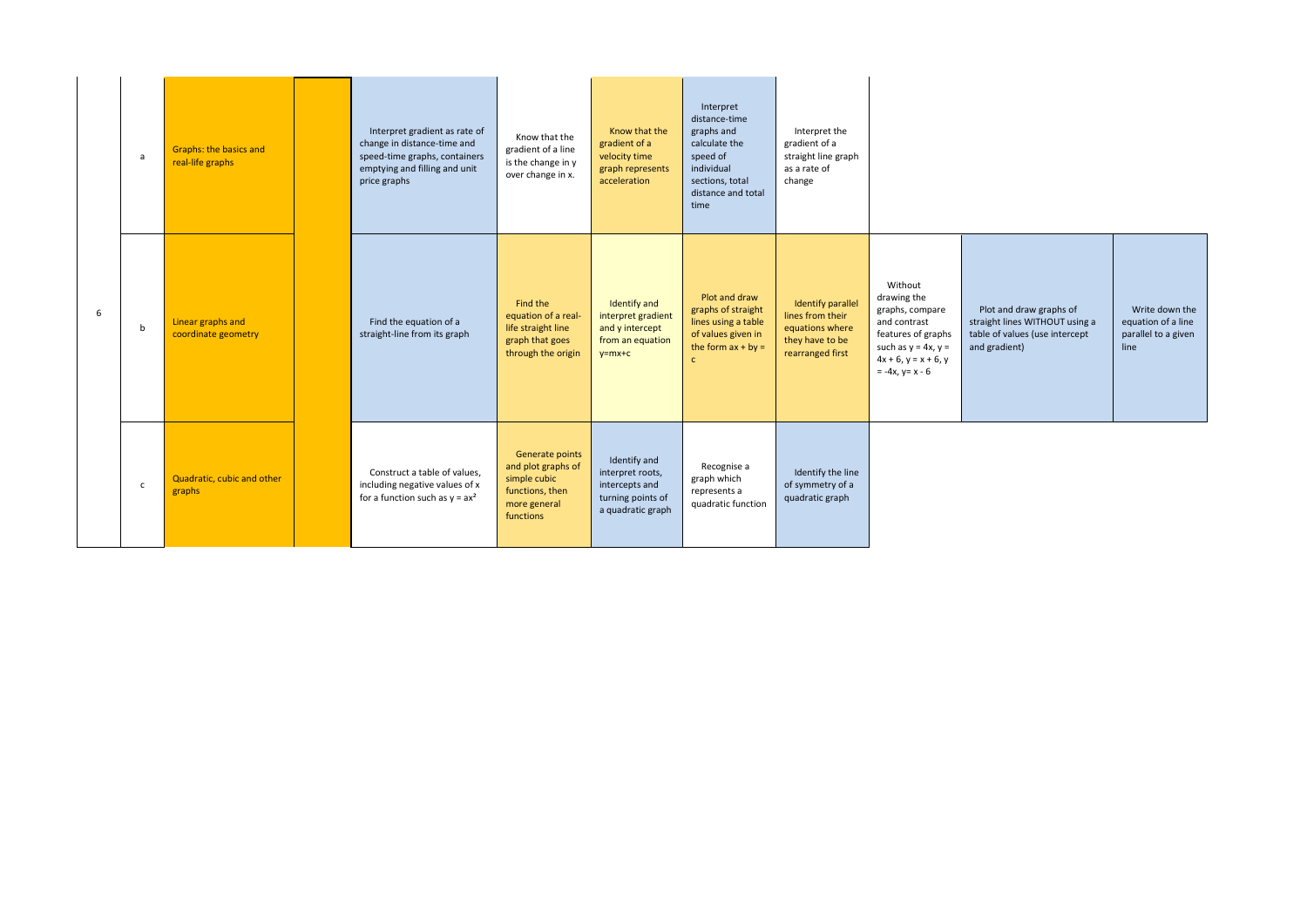| | | | | | | | | | | | |
|---|---|---|---|---|---|---|---|---|---|---|---|
| 6 | a | Graphs: the basics and real-life graphs | | Interpret gradient as rate of change in distance-time and speed-time graphs, containers emptying and filling and unit price graphs | Know that the gradient of a line is the change in y over change in x. | Know that the gradient of a velocity time graph represents acceleration | Interpret distance-time graphs and calculate the speed of individual sections, total distance and total time | Interpret the gradient of a straight line graph as a rate of change | | | |
| | b | Linear graphs and coordinate geometry | | Find the equation of a straight-line from its graph | Find the equation of a real-life straight line graph that goes through the origin | Identify and interpret gradient and y intercept from an equation y=mx+c | Plot and draw graphs of straight lines using a table of values given in the form ax + by = c | Identify parallel lines from their equations where they have to be rearranged first | Without drawing the graphs, compare and contrast features of graphs such as y = 4x, y = 4x + 6, y = x + 6, y = -4x, y= x - 6 | Plot and draw graphs of straight lines WITHOUT using a table of values (use intercept and gradient) | Write down the equation of a line parallel to a given line |
| | c | Quadratic, cubic and other graphs | | Construct a table of values, including negative values of x for a function such as $y = ax^2$ | Generate points and plot graphs of simple cubic functions, then more general functions | Identify and interpret roots, intercepts and turning points of a quadratic graph | Recognise a graph which represents a quadratic function | Identify the line of symmetry of a quadratic graph | | | |